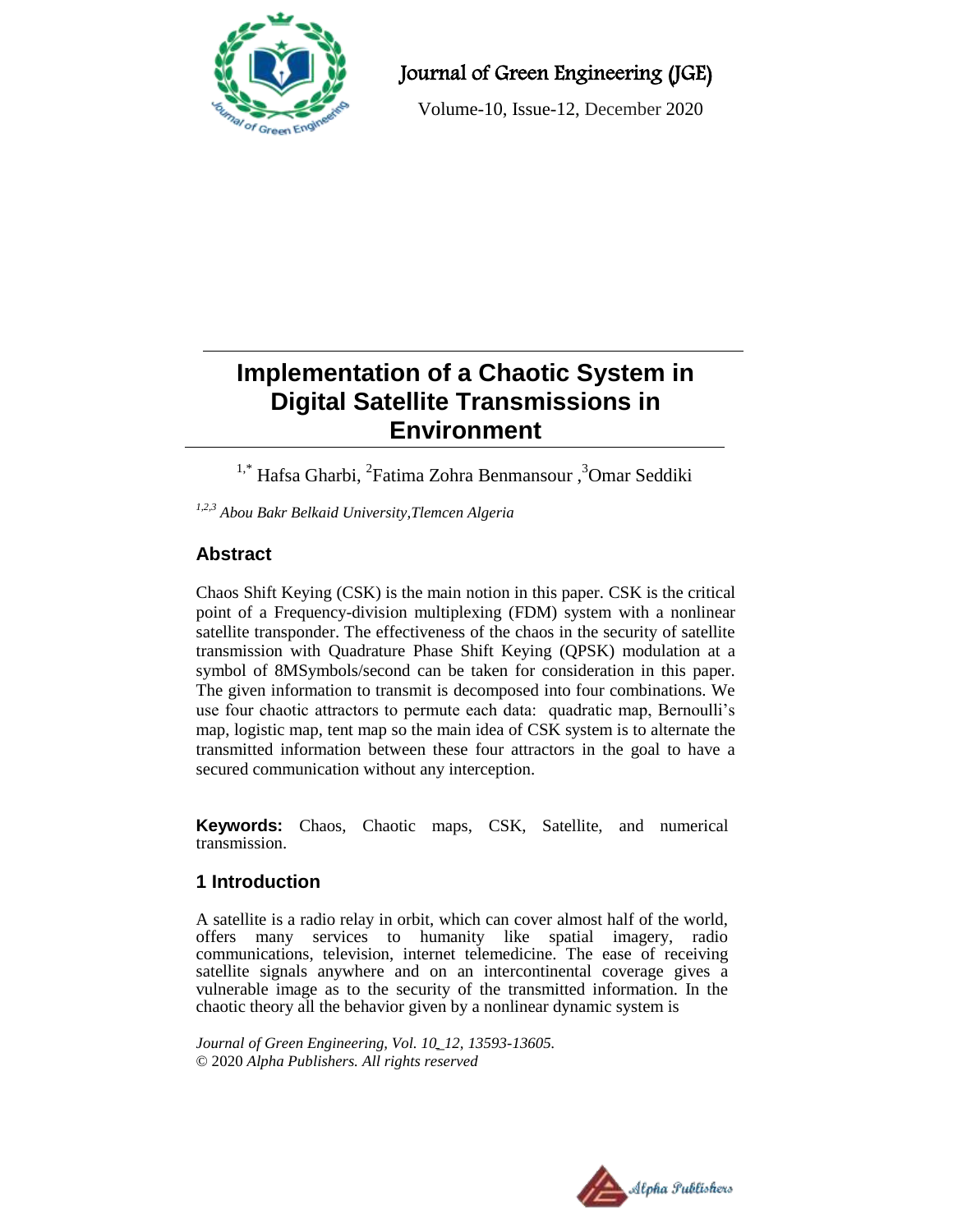# Implementation of a Chaotic System in Digital Satellite Transmissions in Environment

[1,*] Hafsa Gharbi, [2]Fatima Zohra Benmansour ,[3]Omar Seddiki

*[1,2,3] Abou Bakr Belkaid University,Tlemcen Algeria*

## Abstract

Chaos Shift Keying (CSK) is the main notion in this paper. CSK is the critical point of a Frequency-division multiplexing (FDM) system with a nonlinear satellite transponder. The effectiveness of the chaos in the security of satellite transmission with Quadrature Phase Shift Keying (QPSK) modulation at a symbol of 8MSymbols/second can be taken for consideration in this paper. The given information to transmit is decomposed into four combinations. We use four chaotic attractors to permute each data: quadratic map, Bernoulli's map, logistic map, tent map so the main idea of CSK system is to alternate the transmitted information between these four attractors in the goal to have a secured communication without any interception.

**Keywords:** Chaos, Chaotic maps, CSK, Satellite, and numerical transmission.

## 1 Introduction

A satellite is a radio relay in orbit, which can cover almost half of the world, offers many services to humanity like spatial imagery, radio communications, television, internet telemedicine. The ease of receiving satellite signals anywhere and on an intercontinental coverage gives a vulnerable image as to the security of the transmitted information. In the chaotic theory all the behavior given by a nonlinear dynamic system is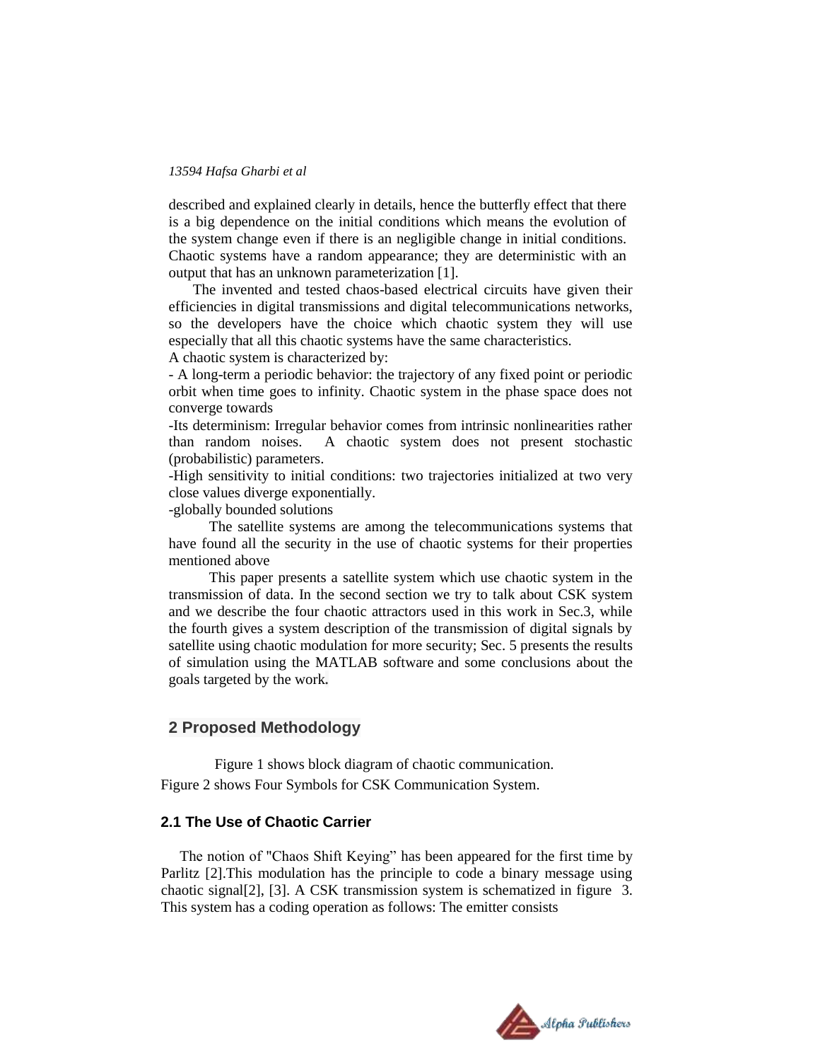described and explained clearly in details, hence the butterfly effect that there is a big dependence on the initial conditions which means the evolution of the system change even if there is an negligible change in initial conditions. Chaotic systems have a random appearance; they are deterministic with an output that has an unknown parameterization [1].

The invented and tested chaos-based electrical circuits have given their efficiencies in digital transmissions and digital telecommunications networks, so the developers have the choice which chaotic system they will use especially that all this chaotic systems have the same characteristics.

A chaotic system is characterized by:

- A long-term a periodic behavior: the trajectory of any fixed point or periodic orbit when time goes to infinity. Chaotic system in the phase space does not converge towards
-Its determinism: Irregular behavior comes from intrinsic nonlinearities rather than random noises. A chaotic system does not present stochastic (probabilistic) parameters.
-High sensitivity to initial conditions: two trajectories initialized at two very close values diverge exponentially.
-globally bounded solutions

The satellite systems are among the telecommunications systems that have found all the security in the use of chaotic systems for their properties mentioned above

This paper presents a satellite system which use chaotic system in the transmission of data. In the second section we try to talk about CSK system and we describe the four chaotic attractors used in this work in Sec.3, while the fourth gives a system description of the transmission of digital signals by satellite using chaotic modulation for more security; Sec. 5 presents the results of simulation using the MATLAB software and some conclusions about the goals targeted by the work.

## 2 Proposed Methodology

Figure 1 shows block diagram of chaotic communication.

Figure 2 shows Four Symbols for CSK Communication System.

### 2.1 The Use of Chaotic Carrier

The notion of "Chaos Shift Keying" has been appeared for the first time by Parlitz [2].This modulation has the principle to code a binary message using chaotic signal[2], [3]. A CSK transmission system is schematized in figure 3. This system has a coding operation as follows: The emitter consists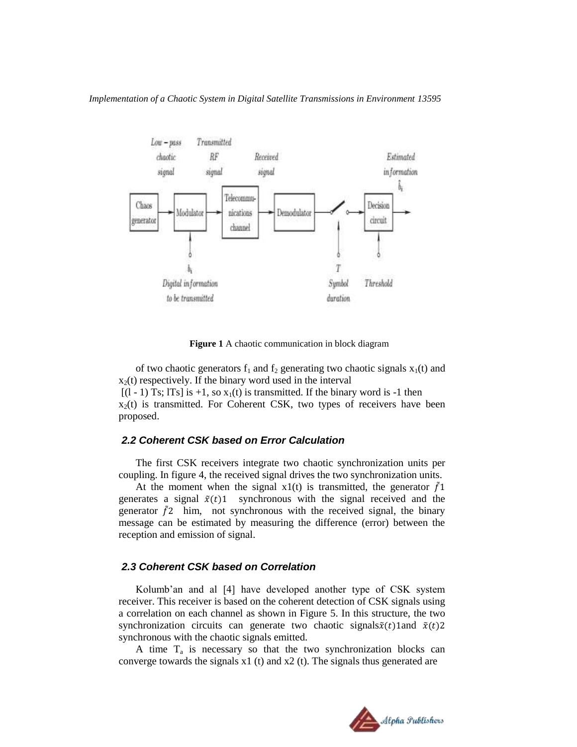Figure 1 A chaotic communication in block diagram

of two chaotic generators $f_1$ and $f_2$ generating two chaotic signals $x_1(t)$ and $x_2(t)$ respectively. If the binary word used in the interval $[(l - 1) Ts; lTs]$ is +1, so $x_1(t)$ is transmitted. If the binary word is -1 then $x_2(t)$ is transmitted. For Coherent CSK, two types of receivers have been proposed.

### 2.2 Coherent CSK based on Error Calculation

The first CSK receivers integrate two chaotic synchronization units per coupling. In figure 4, the received signal drives the two synchronization units.

At the moment when the signal x1(t) is transmitted, the generator $\tilde{f}1$ generates a signal $\tilde{x}(t)1$ synchronous with the signal received and the generator $\tilde{f}2$ him, not synchronous with the received signal, the binary message can be estimated by measuring the difference (error) between the reception and emission of signal.

### 2.3 Coherent CSK based on Correlation

Kolumb'an and al [4] have developed another type of CSK system receiver. This receiver is based on the coherent detection of CSK signals using a correlation on each channel as shown in Figure 5. In this structure, the two synchronization circuits can generate two chaotic signals $\tilde{x}(t)1$ and $\tilde{x}(t)2$ synchronous with the chaotic signals emitted.

A time $T_a$ is necessary so that the two synchronization blocks can converge towards the signals x1 (t) and x2 (t). The signals thus generated are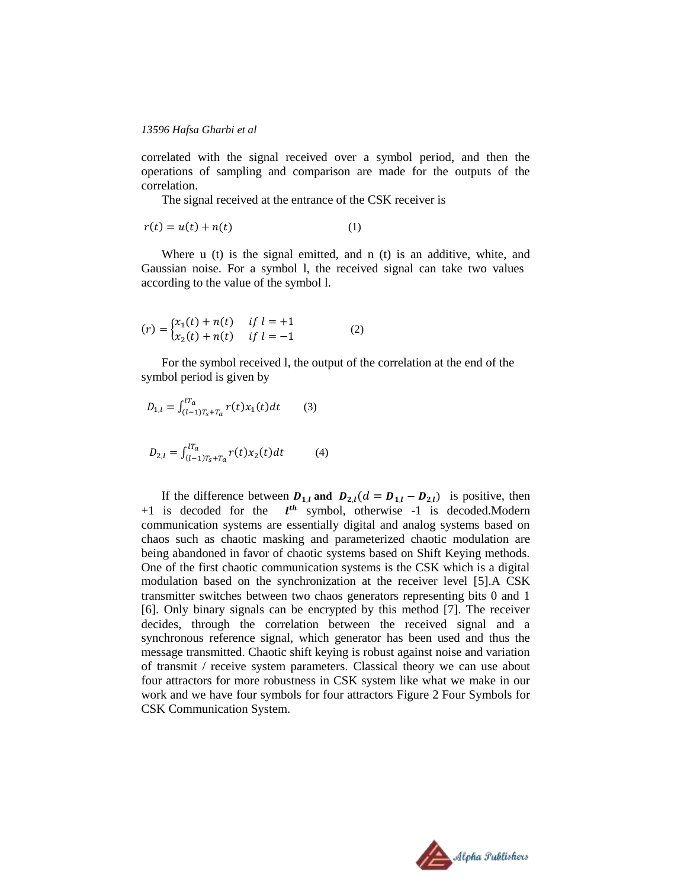correlated with the signal received over a symbol period, and then the operations of sampling and comparison are made for the outputs of the correlation.

The signal received at the entrance of the CSK receiver is

$$r(t) = u(t) + n(t) \qquad (1)$$

Where u (t) is the signal emitted, and n (t) is an additive, white, and Gaussian noise. For a symbol l, the received signal can take two values according to the value of the symbol l.

$$(r) = \begin{cases} x_1(t) + n(t) & if\ l = +1 \\ x_2(t) + n(t) & if\ l = -1 \end{cases} \qquad (2)$$

For the symbol received l, the output of the correlation at the end of the symbol period is given by

$$D_{1,l} = \int_{(l-1)T_s+T_a}^{lT_a} r(t)x_1(t)dt \qquad (3)$$

$$D_{2,l} = \int_{(l-1)T_s+T_a}^{lT_a} r(t)x_2(t)dt \qquad (4)$$

If the difference between $\boldsymbol{D_{1,l}}$ **and** $\boldsymbol{D_{2,l}}(d = \boldsymbol{D_{1,l}} - \boldsymbol{D_{2,l}})$ is positive, then +1 is decoded for the $\boldsymbol{l^{th}}$ symbol, otherwise -1 is decoded.Modern communication systems are essentially digital and analog systems based on chaos such as chaotic masking and parameterized chaotic modulation are being abandoned in favor of chaotic systems based on Shift Keying methods. One of the first chaotic communication systems is the CSK which is a digital modulation based on the synchronization at the receiver level [5].A CSK transmitter switches between two chaos generators representing bits 0 and 1 [6]. Only binary signals can be encrypted by this method [7]. The receiver decides, through the correlation between the received signal and a synchronous reference signal, which generator has been used and thus the message transmitted. Chaotic shift keying is robust against noise and variation of transmit / receive system parameters. Classical theory we can use about four attractors for more robustness in CSK system like what we make in our work and we have four symbols for four attractors Figure 2 Four Symbols for CSK Communication System.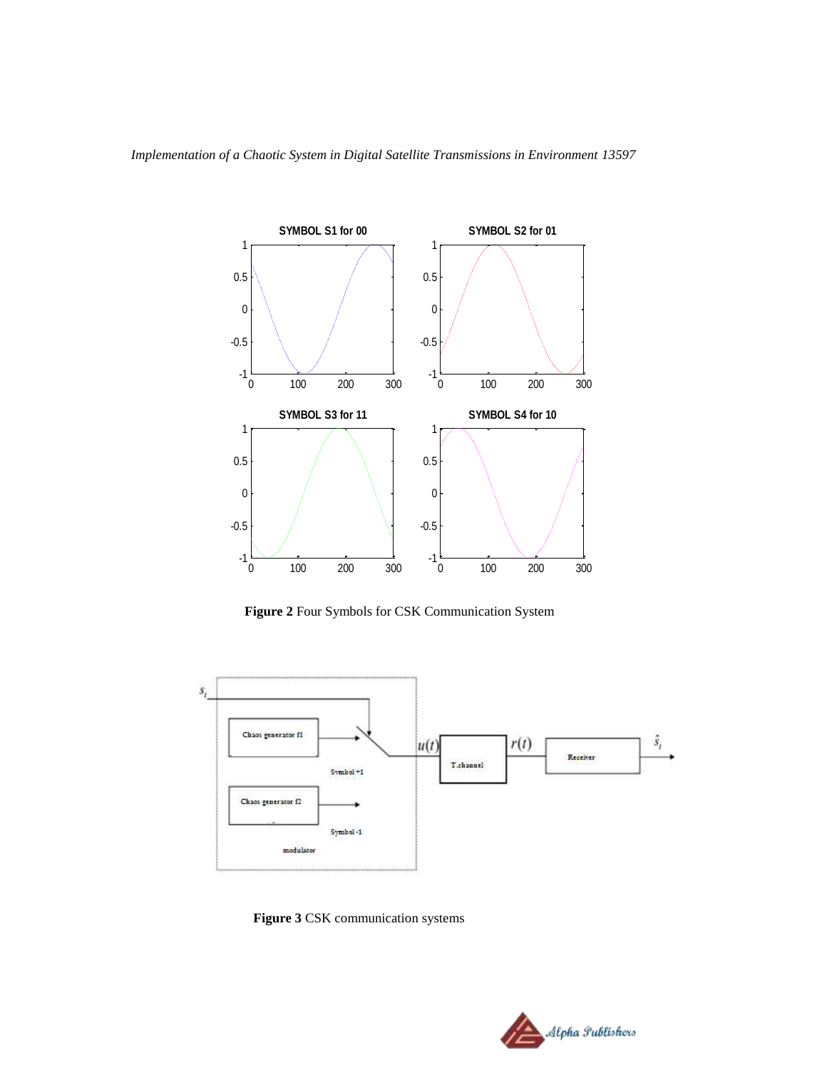**Figure 2** Four Symbols for CSK Communication System

**Figure 3** CSK communication systems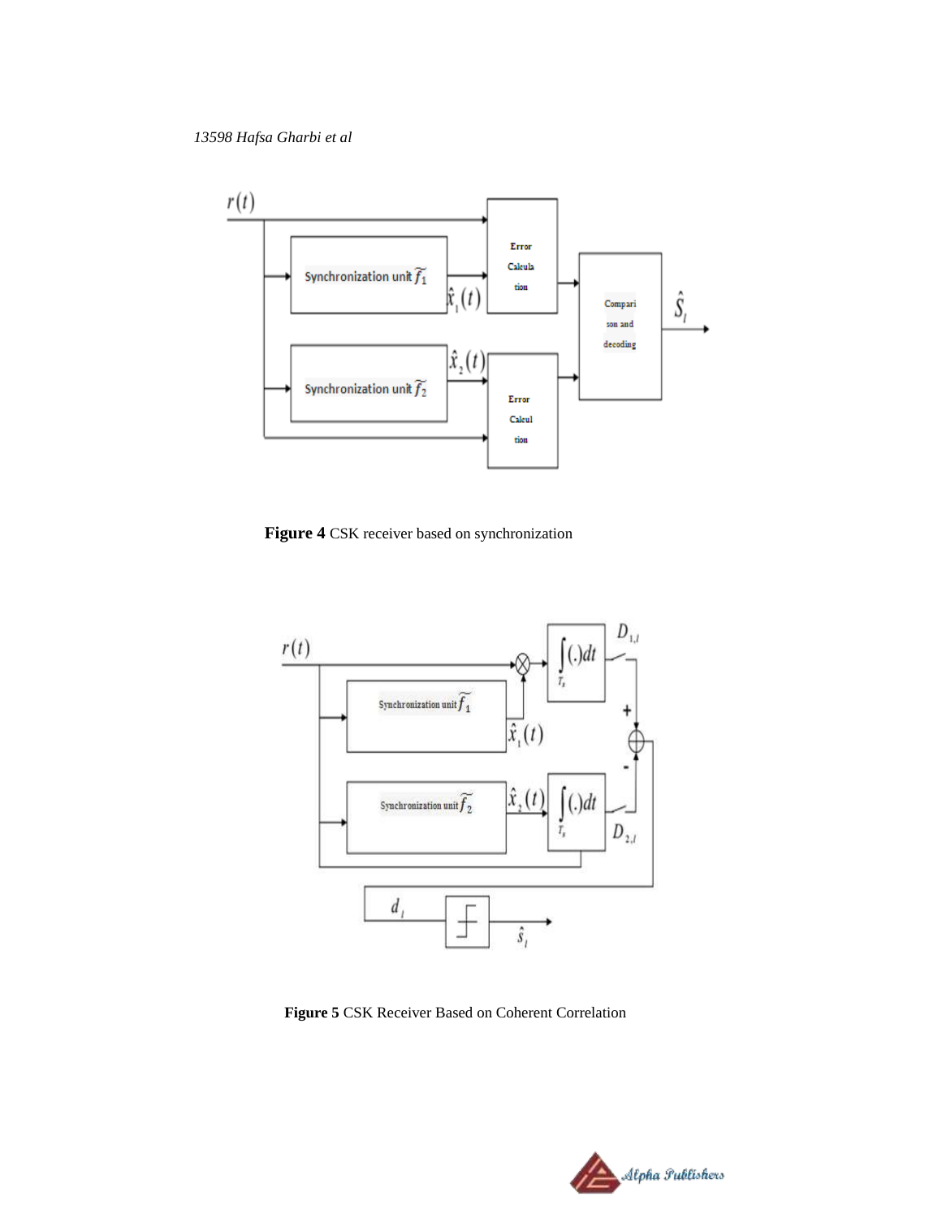Figure 4 CSK receiver based on synchronization

Figure 5 CSK Receiver Based on Coherent Correlation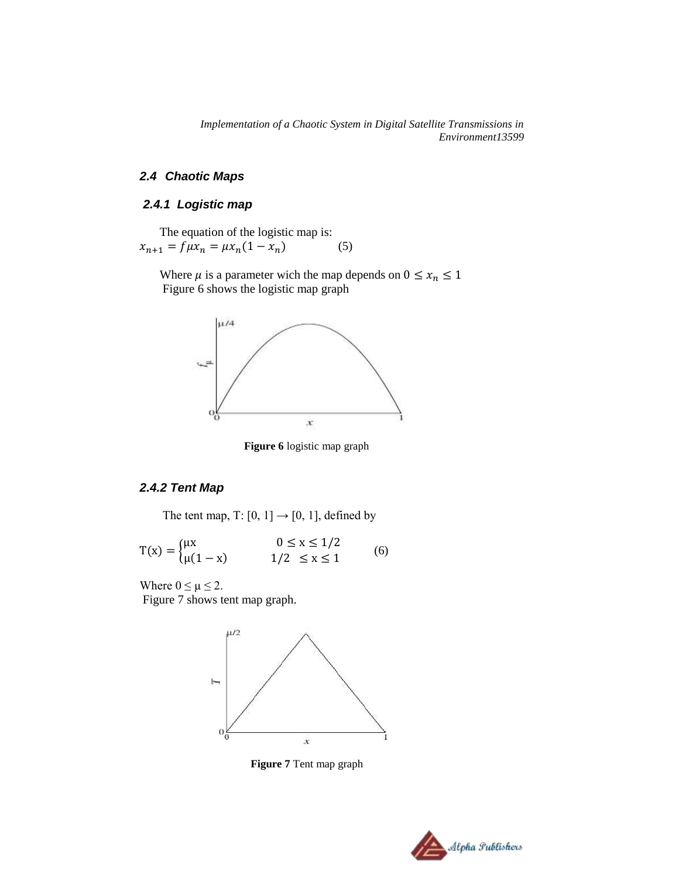### 2.4 Chaotic Maps

#### 2.4.1 Logistic map

The equation of the logistic map is:

$$x_{n+1} = f\mu x_n = \mu x_n(1 - x_n) \qquad (5)$$

Where $\mu$ is a parameter wich the map depends on $0 \leq x_n \leq 1$

Figure 6 shows the logistic map graph

**Figure 6** logistic map graph

#### 2.4.2 Tent Map

The tent map, T: [0, 1] → [0, 1], defined by

$$T(x) = \begin{cases} \mu x & 0 \leq x \leq 1/2 \\ \mu(1 - x) & 1/2 \leq x \leq 1 \end{cases} \qquad (6)$$

Where $0 \leq \mu \leq 2$.

Figure 7 shows tent map graph.

**Figure 7** Tent map graph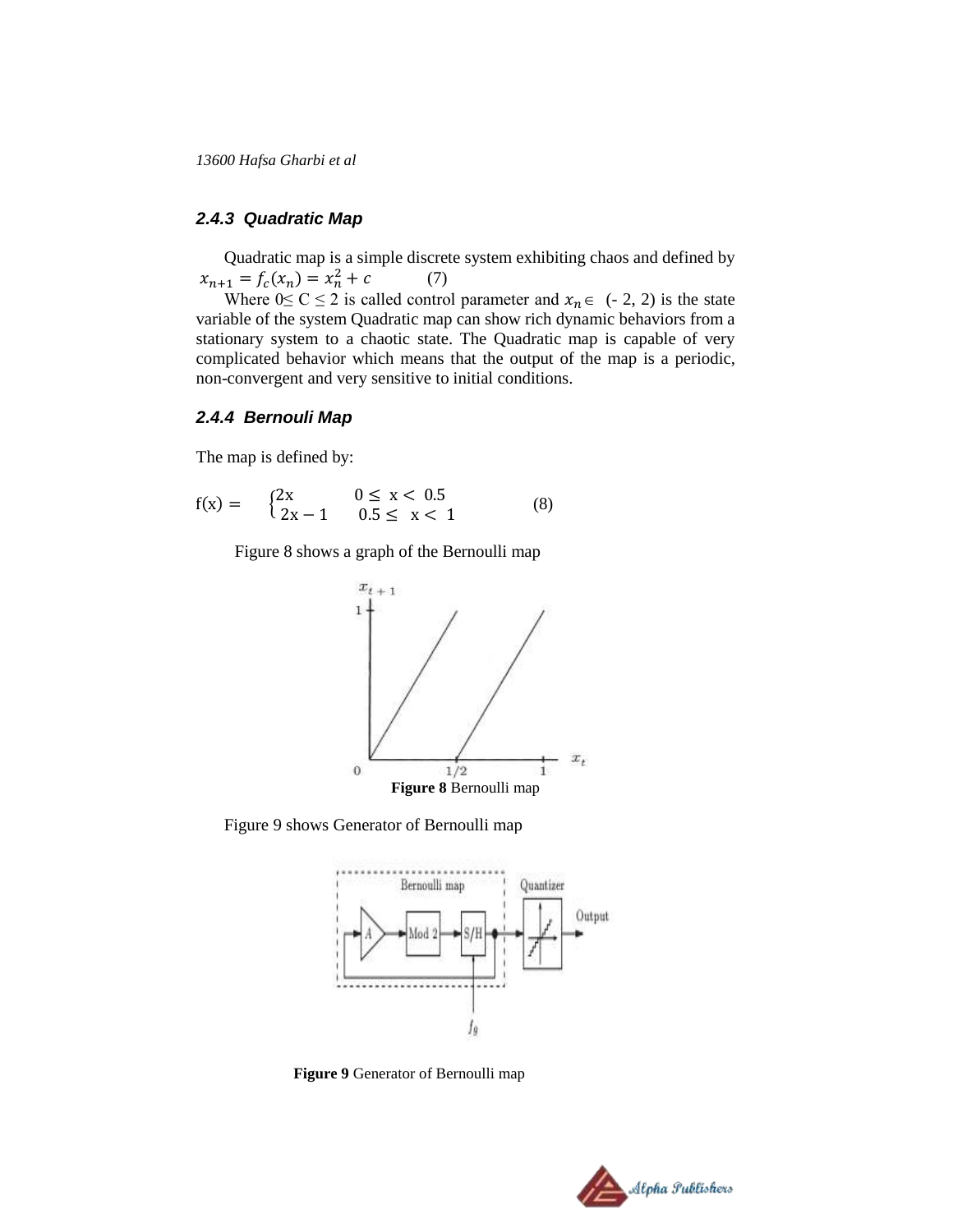### 2.4.3 Quadratic Map

Quadratic map is a simple discrete system exhibiting chaos and defined by

$$x_{n+1} = f_c(x_n) = x_n^2 + c \qquad (7)$$

Where $0 \leq C \leq 2$ is called control parameter and $x_n \in$ (- 2, 2) is the state variable of the system Quadratic map can show rich dynamic behaviors from a stationary system to a chaotic state. The Quadratic map is capable of very complicated behavior which means that the output of the map is a periodic, non-convergent and very sensitive to initial conditions.

### 2.4.4 Bernouli Map

The map is defined by:

$$f(x) = \begin{cases} 2x & 0 \leq x < 0.5 \\ 2x - 1 & 0.5 \leq x < 1 \end{cases} \qquad (8)$$

Figure 8 shows a graph of the Bernoulli map

**Figure 8** Bernoulli map

Figure 9 shows Generator of Bernoulli map

**Figure 9** Generator of Bernoulli map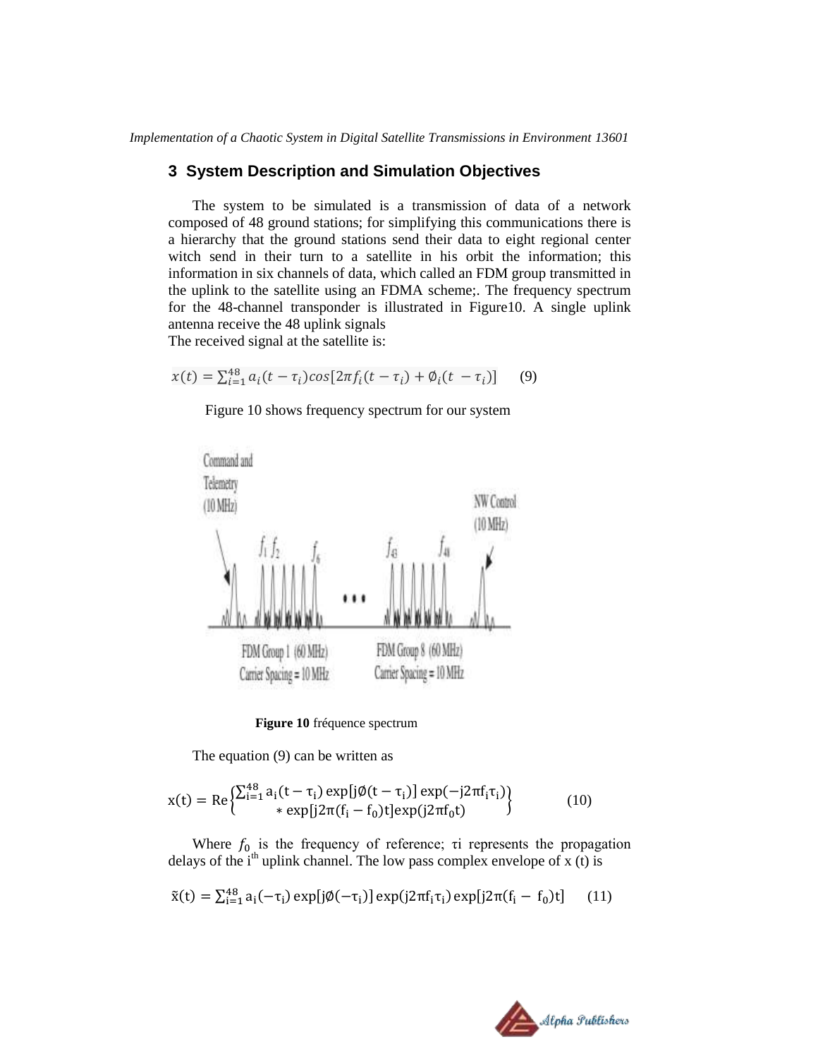## 3 System Description and Simulation Objectives

The system to be simulated is a transmission of data of a network composed of 48 ground stations; for simplifying this communications there is a hierarchy that the ground stations send their data to eight regional center witch send in their turn to a satellite in his orbit the information; this information in six channels of data, which called an FDM group transmitted in the uplink to the satellite using an FDMA scheme;. The frequency spectrum for the 48-channel transponder is illustrated in Figure10. A single uplink antenna receive the 48 uplink signals
The received signal at the satellite is:

$$x(t) = \sum_{i=1}^{48} a_i(t-\tau_i)cos[2\pi f_i(t-\tau_i) + \emptyset_i(t-\tau_i)] \quad (9)$$

Figure 10 shows frequency spectrum for our system

**Figure 10** fréquence spectrum

The equation (9) can be written as

$$x(t) = \mathrm{Re}\left\{ \begin{array}{c} \sum_{i=1}^{48} a_i(t-\tau_i)\exp[j\emptyset(t-\tau_i)]\exp(-j2\pi f_i\tau_i) \\ * \exp[j2\pi(f_i - f_0)t]\exp(j2\pi f_0 t) \end{array} \right\} \quad (10)$$

Where $f_0$ is the frequency of reference; $\tau$i represents the propagation delays of the i[th] uplink channel. The low pass complex envelope of x (t) is

$$\tilde{x}(t) = \sum_{i=1}^{48} a_i(-\tau_i)\exp[j\emptyset(-\tau_i)]\exp(j2\pi f_i\tau_i)\exp[j2\pi(f_i - f_0)t] \quad (11)$$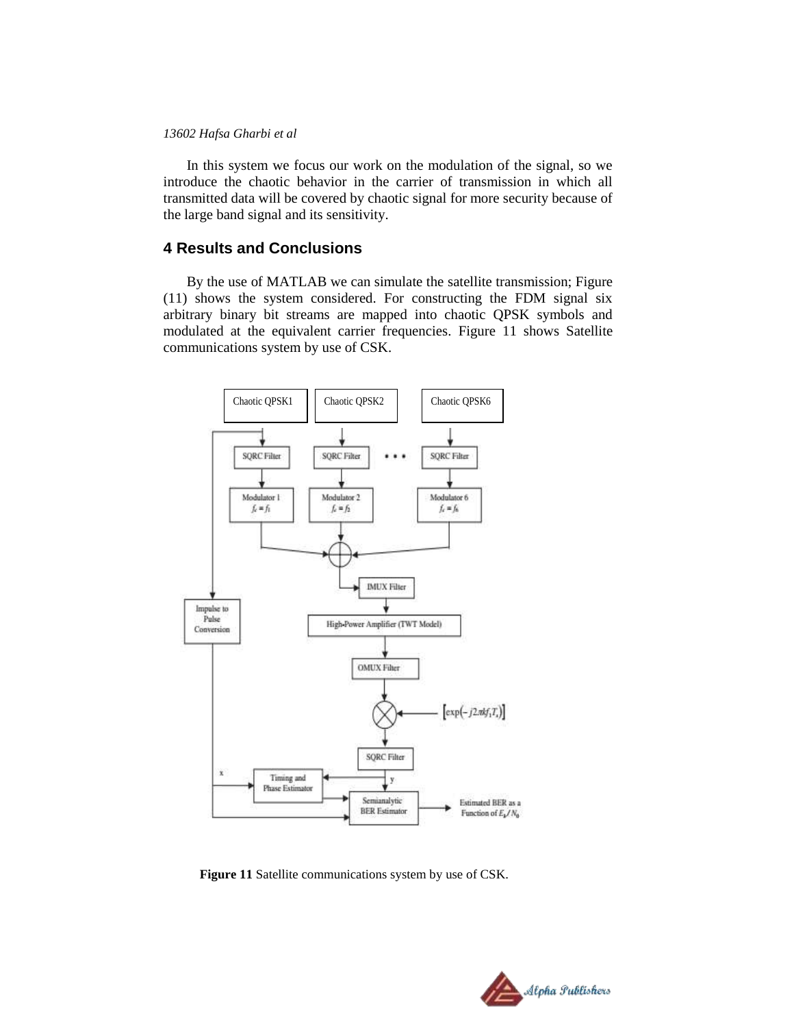In this system we focus our work on the modulation of the signal, so we introduce the chaotic behavior in the carrier of transmission in which all transmitted data will be covered by chaotic signal for more security because of the large band signal and its sensitivity.

## 4 Results and Conclusions

By the use of MATLAB we can simulate the satellite transmission; Figure (11) shows the system considered. For constructing the FDM signal six arbitrary binary bit streams are mapped into chaotic QPSK symbols and modulated at the equivalent carrier frequencies. Figure 11 shows Satellite communications system by use of CSK.

**Figure 11** Satellite communications system by use of CSK.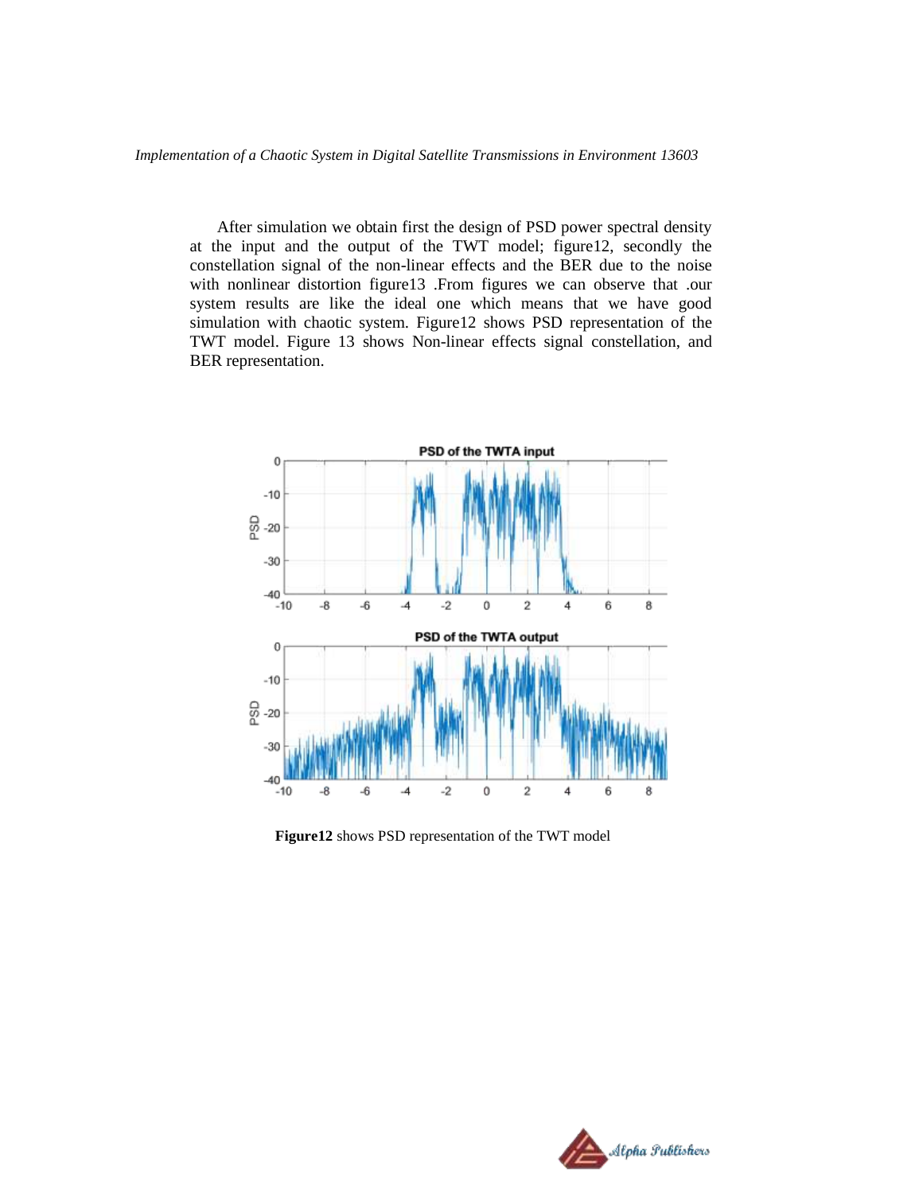After simulation we obtain first the design of PSD power spectral density at the input and the output of the TWT model; figure12, secondly the constellation signal of the non-linear effects and the BER due to the noise with nonlinear distortion figure13 .From figures we can observe that .our system results are like the ideal one which means that we have good simulation with chaotic system. Figure12 shows PSD representation of the TWT model. Figure 13 shows Non-linear effects signal constellation, and BER representation.

**Figure12** shows PSD representation of the TWT model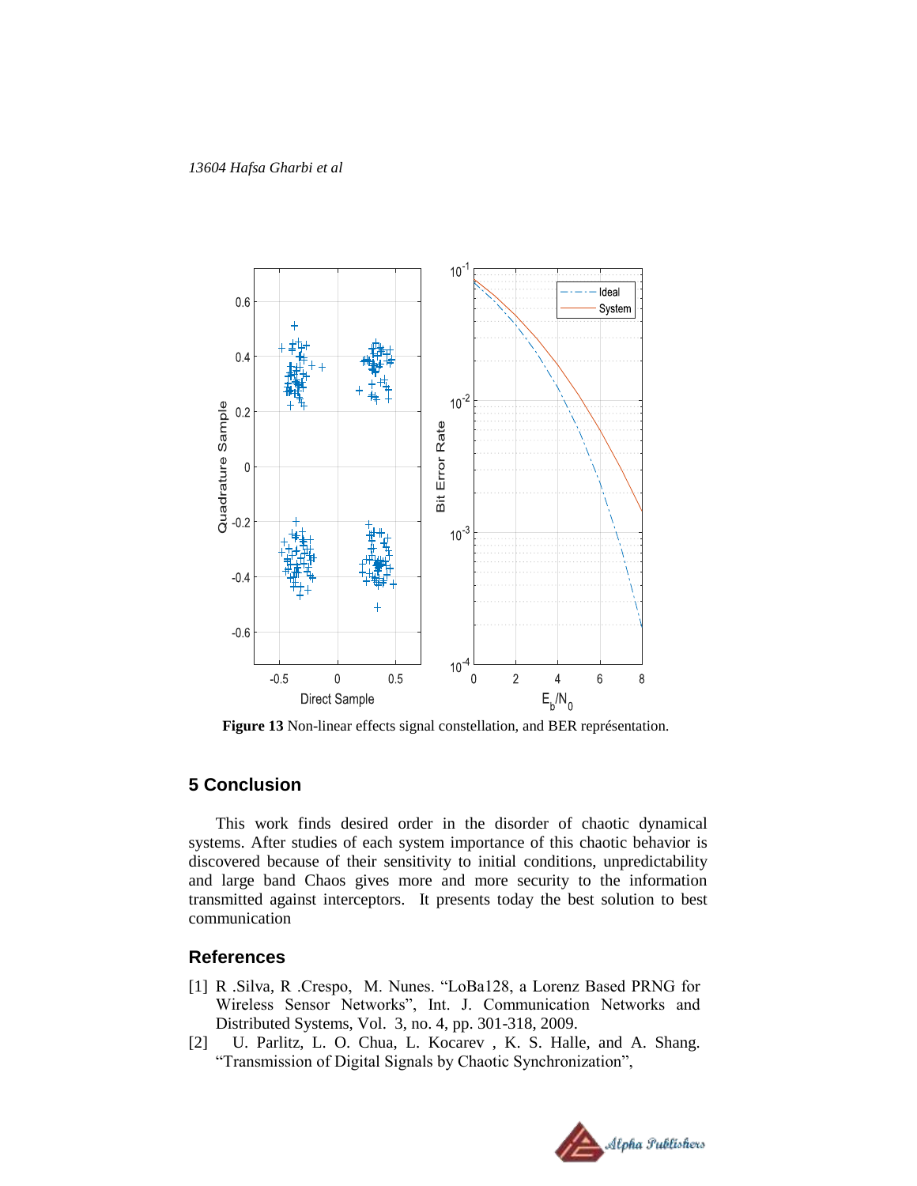**Figure 13** Non-linear effects signal constellation, and BER représentation.

## 5 Conclusion

This work finds desired order in the disorder of chaotic dynamical systems. After studies of each system importance of this chaotic behavior is discovered because of their sensitivity to initial conditions, unpredictability and large band Chaos gives more and more security to the information transmitted against interceptors. It presents today the best solution to best communication

## References

[1] R .Silva, R .Crespo, M. Nunes. "LoBa128, a Lorenz Based PRNG for Wireless Sensor Networks", Int. J. Communication Networks and Distributed Systems, Vol. 3, no. 4, pp. 301-318, 2009.

[2] U. Parlitz, L. O. Chua, L. Kocarev , K. S. Halle, and A. Shang. "Transmission of Digital Signals by Chaotic Synchronization",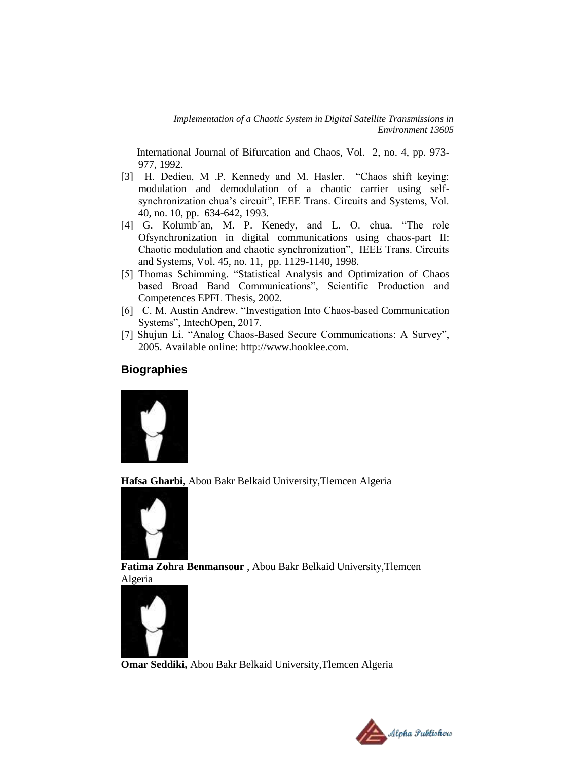International Journal of Bifurcation and Chaos, Vol. 2, no. 4, pp. 973-977, 1992.

[3] H. Dedieu, M .P. Kennedy and M. Hasler. “Chaos shift keying: modulation and demodulation of a chaotic carrier using self-synchronization chua’s circuit”, IEEE Trans. Circuits and Systems, Vol. 40, no. 10, pp. 634-642, 1993.

[4] G. Kolumb´an, M. P. Kenedy, and L. O. chua. “The role Ofsynchronization in digital communications using chaos-part II: Chaotic modulation and chaotic synchronization”, IEEE Trans. Circuits and Systems, Vol. 45, no. 11, pp. 1129-1140, 1998.

[5] Thomas Schimming. “Statistical Analysis and Optimization of Chaos based Broad Band Communications”, Scientific Production and Competences EPFL Thesis, 2002.

[6] C. M. Austin Andrew. “Investigation Into Chaos-based Communication Systems”, IntechOpen, 2017.

[7] Shujun Li. “Analog Chaos-Based Secure Communications: A Survey”, 2005. Available online: http://www.hooklee.com.

## Biographies

**Hafsa Gharbi**, Abou Bakr Belkaid University,Tlemcen Algeria

**Fatima Zohra Benmansour** , Abou Bakr Belkaid University,Tlemcen Algeria

**Omar Seddiki,** Abou Bakr Belkaid University,Tlemcen Algeria